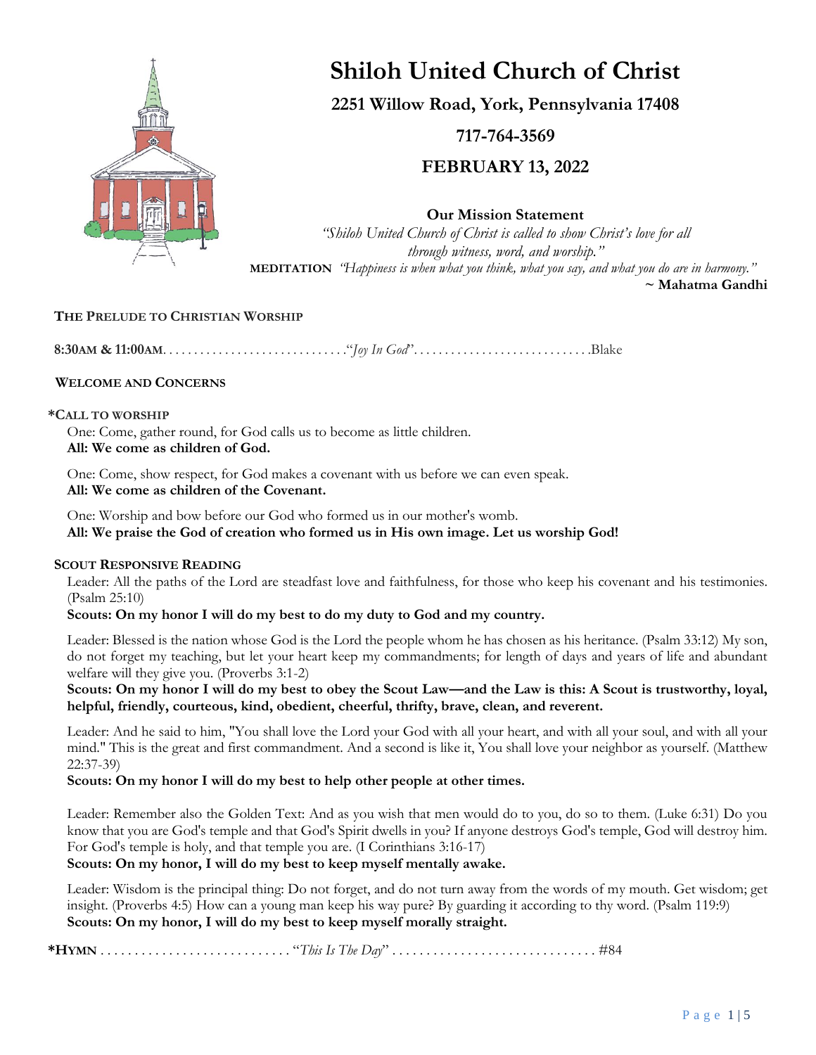# Shiloh United Church of Christ

**2251 Willow Road, York, Pennsylvania 17408**

**717-764-3569**

**FEBRUARY 13, 2022**

**Our Mission Statement**

*"Shiloh United Church of Christ is called to show Christ's love for all through witness, word, and worship."*

**MEDITATION** *"Happiness is when what you think, what you say, and what you do are in harmony."*
**~ Mahatma Gandhi**

**THE PRELUDE TO CHRISTIAN WORSHIP**

**8:30AM & 11:00AM**. . . . . . . . . . . . . . . . . . . . . . . . . . . . ."*Joy In God*". . . . . . . . . . . . . . . . . . . . . . . . . . . .Blake

**WELCOME AND CONCERNS**

**\*CALL TO WORSHIP**

One: Come, gather round, for God calls us to become as little children.
**All: We come as children of God.**

One: Come, show respect, for God makes a covenant with us before we can even speak.
**All: We come as children of the Covenant.**

One: Worship and bow before our God who formed us in our mother's womb.
**All: We praise the God of creation who formed us in His own image. Let us worship God!**

**SCOUT RESPONSIVE READING**

Leader: All the paths of the Lord are steadfast love and faithfulness, for those who keep his covenant and his testimonies. (Psalm 25:10)
**Scouts: On my honor I will do my best to do my duty to God and my country.**

Leader: Blessed is the nation whose God is the Lord the people whom he has chosen as his heritance. (Psalm 33:12) My son, do not forget my teaching, but let your heart keep my commandments; for length of days and years of life and abundant welfare will they give you. (Proverbs 3:1-2)
**Scouts: On my honor I will do my best to obey the Scout Law—and the Law is this: A Scout is trustworthy, loyal, helpful, friendly, courteous, kind, obedient, cheerful, thrifty, brave, clean, and reverent.**

Leader: And he said to him, "You shall love the Lord your God with all your heart, and with all your soul, and with all your mind." This is the great and first commandment. And a second is like it, You shall love your neighbor as yourself. (Matthew 22:37-39)
**Scouts: On my honor I will do my best to help other people at other times.**

Leader: Remember also the Golden Text: And as you wish that men would do to you, do so to them. (Luke 6:31) Do you know that you are God's temple and that God's Spirit dwells in you? If anyone destroys God's temple, God will destroy him. For God's temple is holy, and that temple you are. (I Corinthians 3:16-17)
**Scouts: On my honor, I will do my best to keep myself mentally awake.**

Leader: Wisdom is the principal thing: Do not forget, and do not turn away from the words of my mouth. Get wisdom; get insight. (Proverbs 4:5) How can a young man keep his way pure? By guarding it according to thy word. (Psalm 119:9)
**Scouts: On my honor, I will do my best to keep myself morally straight.**

**\*HYMN** . . . . . . . . . . . . . . . . . . . . . . . . . . . "*This Is The Day*" . . . . . . . . . . . . . . . . . . . . . . . . . . . . . #84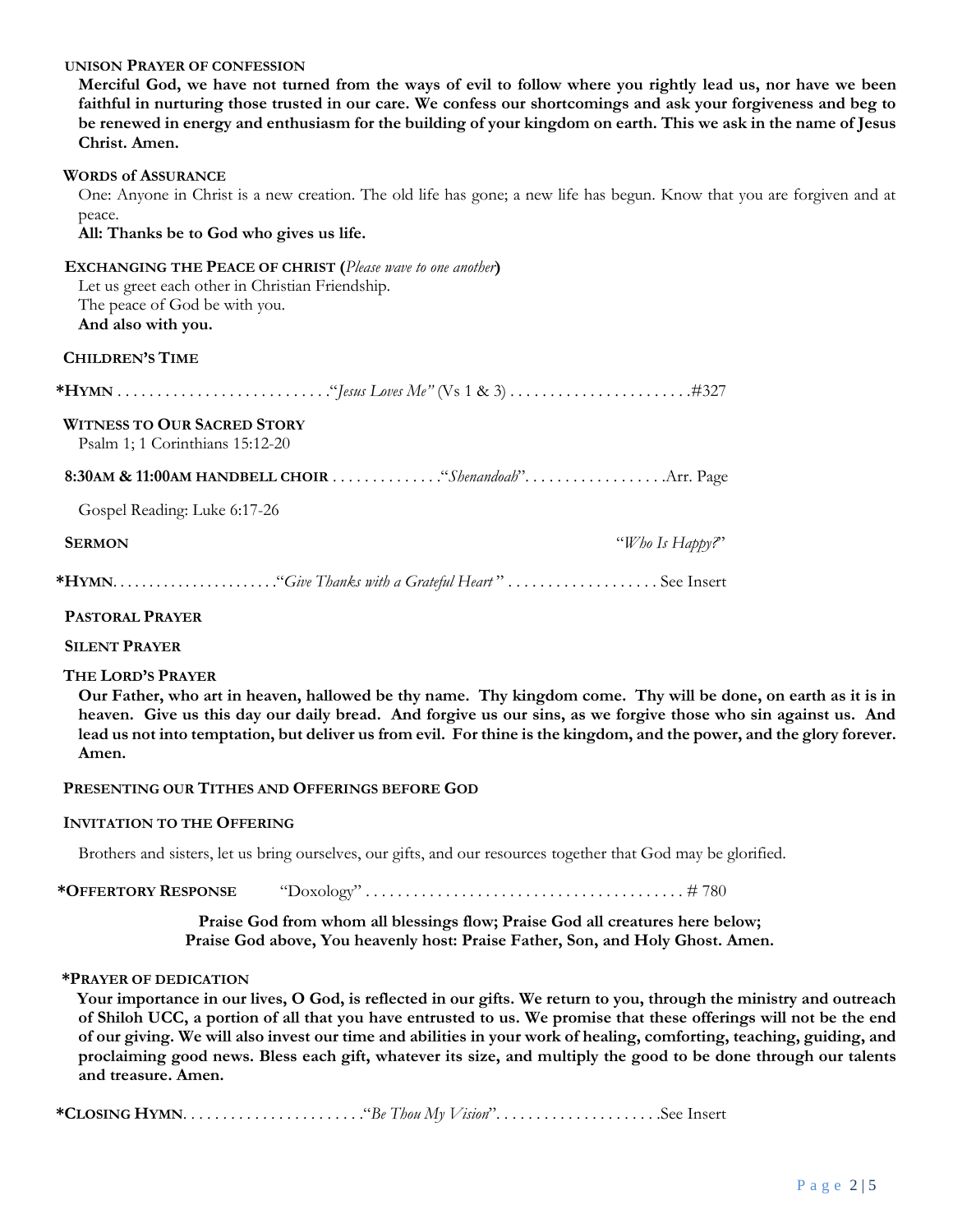**UNISON PRAYER OF CONFESSION**

**Merciful God, we have not turned from the ways of evil to follow where you rightly lead us, nor have we been faithful in nurturing those trusted in our care. We confess our shortcomings and ask your forgiveness and beg to be renewed in energy and enthusiasm for the building of your kingdom on earth. This we ask in the name of Jesus Christ. Amen.**

**WORDS of ASSURANCE**

One: Anyone in Christ is a new creation. The old life has gone; a new life has begun. Know that you are forgiven and at peace.

**All: Thanks be to God who gives us life.**

**EXCHANGING THE PEACE OF CHRIST (***Please wave to one another***)**

Let us greet each other in Christian Friendship.
The peace of God be with you.
**And also with you.**

**CHILDREN'S TIME**

**\*HYMN** . . . . . . . . . . . . . . . . . . . . . . . . . . "*Jesus Loves Me"* (Vs 1 & 3) . . . . . . . . . . . . . . . . . . . . . . .#327

**WITNESS TO OUR SACRED STORY**

Psalm 1; 1 Corinthians 15:12-20

**8:30AM & 11:00AM HANDBELL CHOIR** . . . . . . . . . . . . . . "*Shenandoah*". . . . . . . . . . . . . . . . . .Arr. Page

Gospel Reading: Luke 6:17-26

**SERMON** "*Who Is Happy?*"

**\*HYMN**. . . . . . . . . . . . . . . . . . . . . . "*Give Thanks with a Grateful Heart* " . . . . . . . . . . . . . . . . . . . See Insert

**PASTORAL PRAYER**

**SILENT PRAYER**

**THE LORD'S PRAYER**

**Our Father, who art in heaven, hallowed be thy name. Thy kingdom come. Thy will be done, on earth as it is in heaven. Give us this day our daily bread. And forgive us our sins, as we forgive those who sin against us. And lead us not into temptation, but deliver us from evil. For thine is the kingdom, and the power, and the glory forever. Amen.**

**PRESENTING OUR TITHES AND OFFERINGS BEFORE GOD**

**INVITATION TO THE OFFERING**

Brothers and sisters, let us bring ourselves, our gifts, and our resources together that God may be glorified.

**\*OFFERTORY RESPONSE** "Doxology" . . . . . . . . . . . . . . . . . . . . . . . . . . . . . . . . . . . . . . . # 780

**Praise God from whom all blessings flow; Praise God all creatures here below;**
**Praise God above, You heavenly host: Praise Father, Son, and Holy Ghost. Amen.**

**\*PRAYER OF DEDICATION**

**Your importance in our lives, O God, is reflected in our gifts. We return to you, through the ministry and outreach of Shiloh UCC, a portion of all that you have entrusted to us. We promise that these offerings will not be the end of our giving. We will also invest our time and abilities in your work of healing, comforting, teaching, guiding, and proclaiming good news. Bless each gift, whatever its size, and multiply the good to be done through our talents and treasure. Amen.**

**\*CLOSING HYMN**. . . . . . . . . . . . . . . . . . . . . . "*Be Thou My Vision*". . . . . . . . . . . . . . . . . . . . .See Insert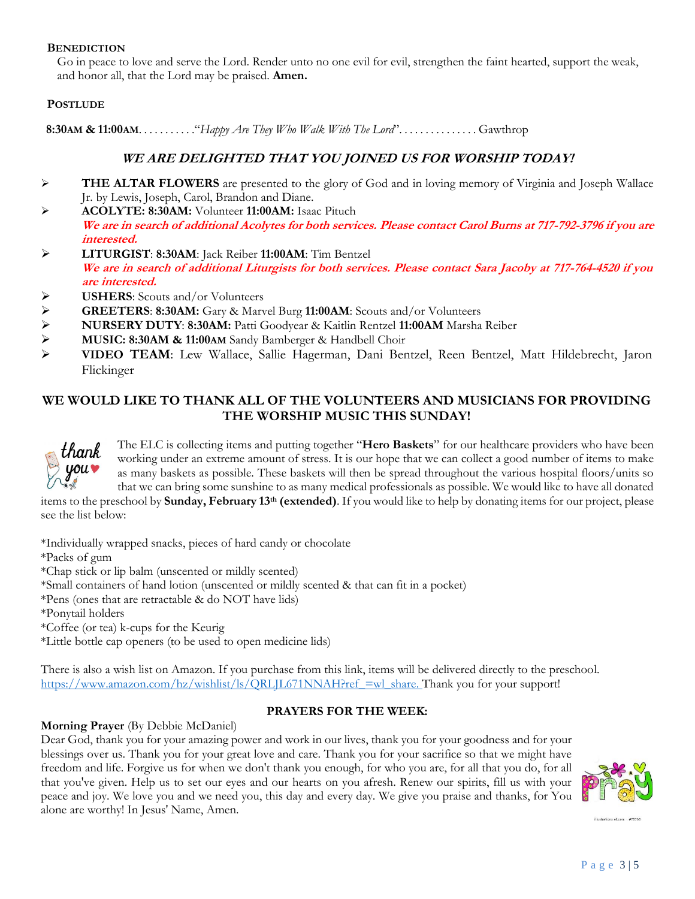**BENEDICTION**

Go in peace to love and serve the Lord. Render unto no one evil for evil, strengthen the faint hearted, support the weak, and honor all, that the Lord may be praised. **Amen.**

**POSTLUDE**

**8:30AM & 11:00AM**. . . . . . . . . . .*"Happy Are They Who Walk With The Lord*". . . . . . . . . . . . . . . Gawthrop

## *WE ARE DELIGHTED THAT YOU JOINED US FOR WORSHIP TODAY!*

- **THE ALTAR FLOWERS** are presented to the glory of God and in loving memory of Virginia and Joseph Wallace Jr. by Lewis, Joseph, Carol, Brandon and Diane.
- **ACOLYTE: 8:30AM:** Volunteer **11:00AM:** Isaac Pituch
  ***We are in search of additional Acolytes for both services. Please contact Carol Burns at 717-792-3796 if you are interested.***
- **LITURGIST**: **8:30AM**: Jack Reiber **11:00AM**: Tim Bentzel
  ***We are in search of additional Liturgists for both services. Please contact Sara Jacoby at 717-764-4520 if you are interested.***
- **USHERS**: Scouts and/or Volunteers
- **GREETERS**: **8:30AM:** Gary & Marvel Burg **11:00AM**: Scouts and/or Volunteers
- **NURSERY DUTY**: **8:30AM:** Patti Goodyear & Kaitlin Rentzel **11:00AM** Marsha Reiber
- **MUSIC: 8:30AM & 11:00AM** Sandy Bamberger & Handbell Choir
- **VIDEO TEAM**: Lew Wallace, Sallie Hagerman, Dani Bentzel, Reen Bentzel, Matt Hildebrecht, Jaron Flickinger

## WE WOULD LIKE TO THANK ALL OF THE VOLUNTEERS AND MUSICIANS FOR PROVIDING THE WORSHIP MUSIC THIS SUNDAY!

The ELC is collecting items and putting together "**Hero Baskets**" for our healthcare providers who have been working under an extreme amount of stress. It is our hope that we can collect a good number of items to make as many baskets as possible. These baskets will then be spread throughout the various hospital floors/units so that we can bring some sunshine to as many medical professionals as possible. We would like to have all donated items to the preschool by **Sunday, February 13th (extended)**. If you would like to help by donating items for our project, please see the list below:

*Individually wrapped snacks, pieces of hard candy or chocolate
*Packs of gum
*Chap stick or lip balm (unscented or mildly scented)
*Small containers of hand lotion (unscented or mildly scented & that can fit in a pocket)
*Pens (ones that are retractable & do NOT have lids)
*Ponytail holders
*Coffee (or tea) k-cups for the Keurig
*Little bottle cap openers (to be used to open medicine lids)

There is also a wish list on Amazon. If you purchase from this link, items will be delivered directly to the preschool. https://www.amazon.com/hz/wishlist/ls/QRLJL671NNAH?ref_=wl_share. Thank you for your support!

## PRAYERS FOR THE WEEK:

**Morning Prayer** (By Debbie McDaniel)

Dear God, thank you for your amazing power and work in our lives, thank you for your goodness and for your blessings over us. Thank you for your great love and care. Thank you for your sacrifice so that we might have freedom and life. Forgive us for when we don't thank you enough, for who you are, for all that you do, for all that you've given. Help us to set our eyes and our hearts on you afresh. Renew our spirits, fill us with your peace and joy. We love you and we need you, this day and every day. We give you praise and thanks, for You alone are worthy! In Jesus' Name, Amen.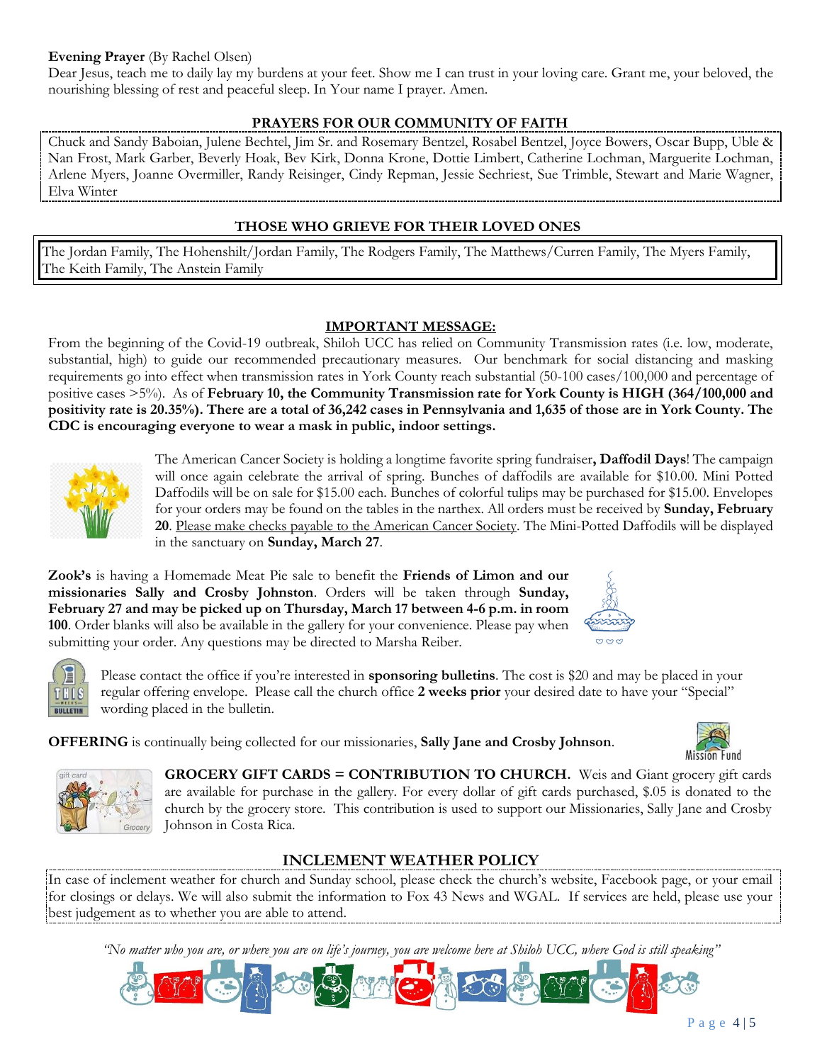**Evening Prayer** (By Rachel Olsen)
Dear Jesus, teach me to daily lay my burdens at your feet. Show me I can trust in your loving care. Grant me, your beloved, the nourishing blessing of rest and peaceful sleep. In Your name I prayer. Amen.

## PRAYERS FOR OUR COMMUNITY OF FAITH

Chuck and Sandy Baboian, Julene Bechtel, Jim Sr. and Rosemary Bentzel, Rosabel Bentzel, Joyce Bowers, Oscar Bupp, Uble & Nan Frost, Mark Garber, Beverly Hoak, Bev Kirk, Donna Krone, Dottie Limbert, Catherine Lochman, Marguerite Lochman, Arlene Myers, Joanne Overmiller, Randy Reisinger, Cindy Repman, Jessie Sechriest, Sue Trimble, Stewart and Marie Wagner, Elva Winter

## THOSE WHO GRIEVE FOR THEIR LOVED ONES

The Jordan Family, The Hohenshilt/Jordan Family, The Rodgers Family, The Matthews/Curren Family, The Myers Family, The Keith Family, The Anstein Family

## IMPORTANT MESSAGE:

From the beginning of the Covid-19 outbreak, Shiloh UCC has relied on Community Transmission rates (i.e. low, moderate, substantial, high) to guide our recommended precautionary measures. Our benchmark for social distancing and masking requirements go into effect when transmission rates in York County reach substantial (50-100 cases/100,000 and percentage of positive cases >5%). As of **February 10, the Community Transmission rate for York County is HIGH (364/100,000 and positivity rate is 20.35%). There are a total of 36,242 cases in Pennsylvania and 1,635 of those are in York County. The CDC is encouraging everyone to wear a mask in public, indoor settings.**

The American Cancer Society is holding a longtime favorite spring fundraiser**, Daffodil Days**! The campaign will once again celebrate the arrival of spring. Bunches of daffodils are available for $10.00. Mini Potted Daffodils will be on sale for $15.00 each. Bunches of colorful tulips may be purchased for $15.00. Envelopes for your orders may be found on the tables in the narthex. All orders must be received by **Sunday, February 20**. Please make checks payable to the American Cancer Society. The Mini-Potted Daffodils will be displayed in the sanctuary on **Sunday, March 27**.

**Zook's** is having a Homemade Meat Pie sale to benefit the **Friends of Limon and our missionaries Sally and Crosby Johnston**. Orders will be taken through **Sunday, February 27 and may be picked up on Thursday, March 17 between 4-6 p.m. in room 100**. Order blanks will also be available in the gallery for your convenience. Please pay when submitting your order. Any questions may be directed to Marsha Reiber.

Please contact the office if you're interested in **sponsoring bulletins**. The cost is $20 and may be placed in your regular offering envelope. Please call the church office **2 weeks prior** your desired date to have your "Special" wording placed in the bulletin.

**OFFERING** is continually being collected for our missionaries, **Sally Jane and Crosby Johnson**.

**GROCERY GIFT CARDS = CONTRIBUTION TO CHURCH.** Weis and Giant grocery gift cards are available for purchase in the gallery. For every dollar of gift cards purchased, $.05 is donated to the church by the grocery store. This contribution is used to support our Missionaries, Sally Jane and Crosby Johnson in Costa Rica.

## INCLEMENT WEATHER POLICY

In case of inclement weather for church and Sunday school, please check the church's website, Facebook page, or your email for closings or delays. We will also submit the information to Fox 43 News and WGAL. If services are held, please use your best judgement as to whether you are able to attend.

*"No matter who you are, or where you are on life's journey, you are welcome here at Shiloh UCC, where God is still speaking"*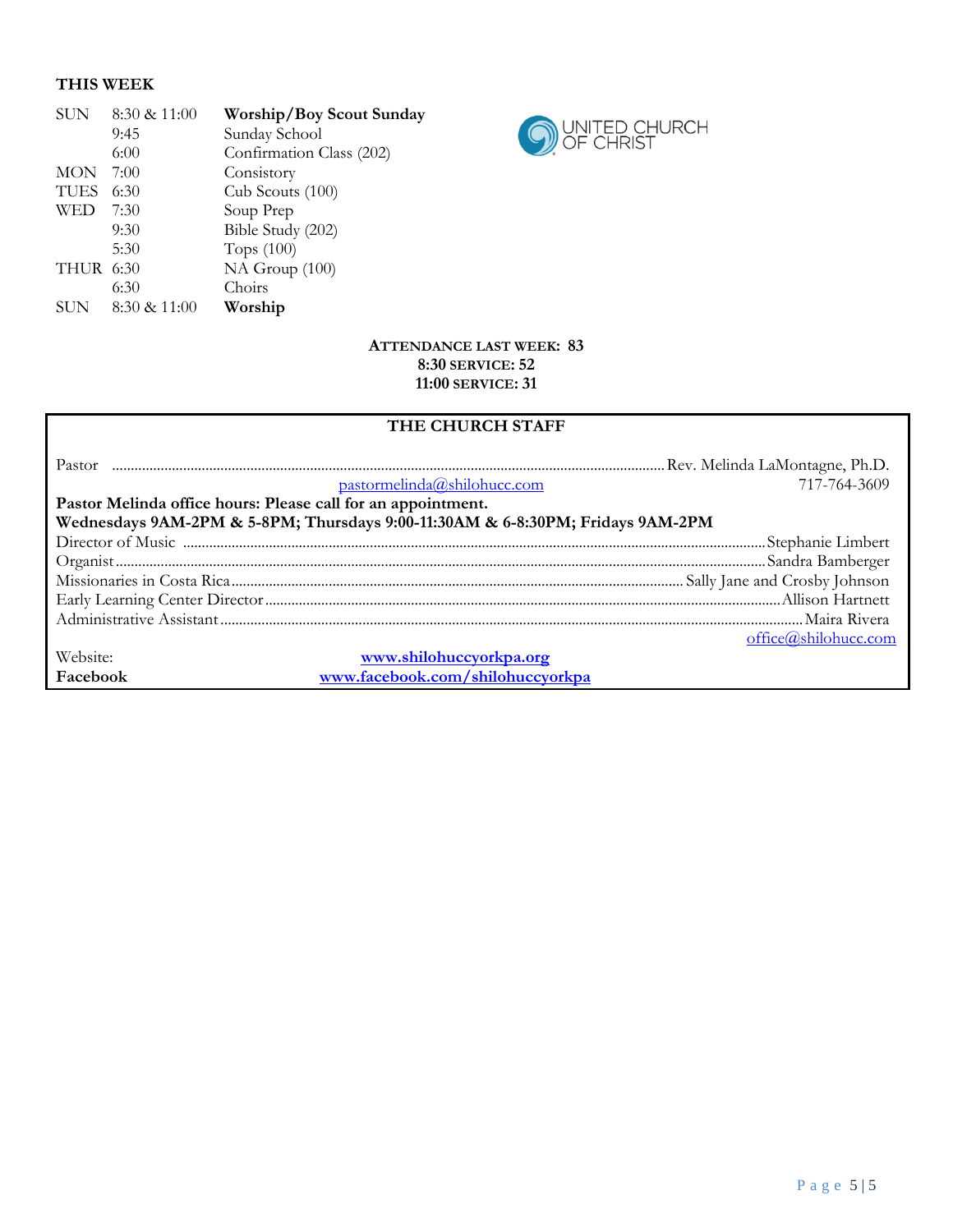**THIS WEEK**

| | | |
|---|---|---|
| SUN | 8:30 & 11:00 | **Worship/Boy Scout Sunday** |
| | 9:45 | Sunday School |
| | 6:00 | Confirmation Class (202) |
| MON | 7:00 | Consistory |
| TUES | 6:30 | Cub Scouts (100) |
| WED | 7:30 | Soup Prep |
| | 9:30 | Bible Study (202) |
| | 5:30 | Tops (100) |
| THUR | 6:30 | NA Group (100) |
| | 6:30 | Choirs |
| SUN | 8:30 & 11:00 | **Worship** |

UNITED CHURCH OF CHRIST

**ATTENDANCE LAST WEEK: 83**
**8:30 SERVICE: 52**
**11:00 SERVICE: 31**

**THE CHURCH STAFF**

Pastor .................................................... Rev. Melinda LaMontagne, Ph.D.
pastormelinda@shilohucc.com 717-764-3609

**Pastor Melinda office hours: Please call for an appointment.**
**Wednesdays 9AM-2PM & 5-8PM; Thursdays 9:00-11:30AM & 6-8:30PM; Fridays 9AM-2PM**

Director of Music .................................................... Stephanie Limbert
Organist .................................................... Sandra Bamberger
Missionaries in Costa Rica .................................................... Sally Jane and Crosby Johnson
Early Learning Center Director .................................................... Allison Hartnett
Administrative Assistant .................................................... Maira Rivera
office@shilohucc.com

Website: **www.shilohuccyorkpa.org**
**Facebook** **www.facebook.com/shilohuccyorkpa**